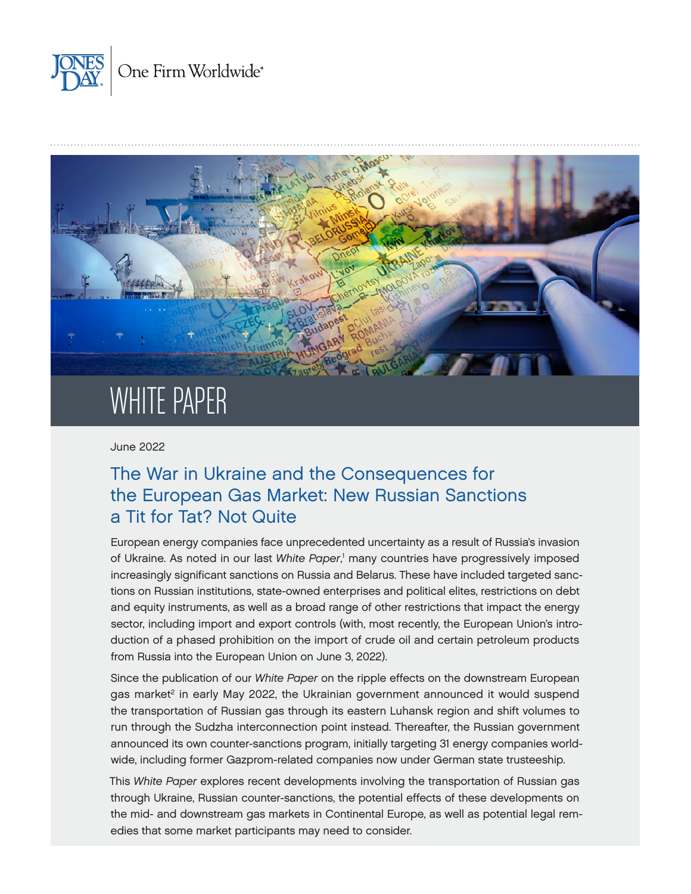WHITE PAPER

June 2022

# The War in Ukraine and the Consequences for the European Gas Market: New Russian Sanctions a Tit for Tat? Not Quite

European energy companies face unprecedented uncertainty as a result of Russia's invasion of Ukraine. As noted in our last *White Paper*,[1] many countries have progressively imposed increasingly significant sanctions on Russia and Belarus. These have included targeted sanctions on Russian institutions, state-owned enterprises and political elites, restrictions on debt and equity instruments, as well as a broad range of other restrictions that impact the energy sector, including import and export controls (with, most recently, the European Union's introduction of a phased prohibition on the import of crude oil and certain petroleum products from Russia into the European Union on June 3, 2022).

Since the publication of our *White Paper* on the ripple effects on the downstream European gas market[2] in early May 2022, the Ukrainian government announced it would suspend the transportation of Russian gas through its eastern Luhansk region and shift volumes to run through the Sudzha interconnection point instead. Thereafter, the Russian government announced its own counter-sanctions program, initially targeting 31 energy companies worldwide, including former Gazprom-related companies now under German state trusteeship.

This *White Paper* explores recent developments involving the transportation of Russian gas through Ukraine, Russian counter-sanctions, the potential effects of these developments on the mid- and downstream gas markets in Continental Europe, as well as potential legal remedies that some market participants may need to consider.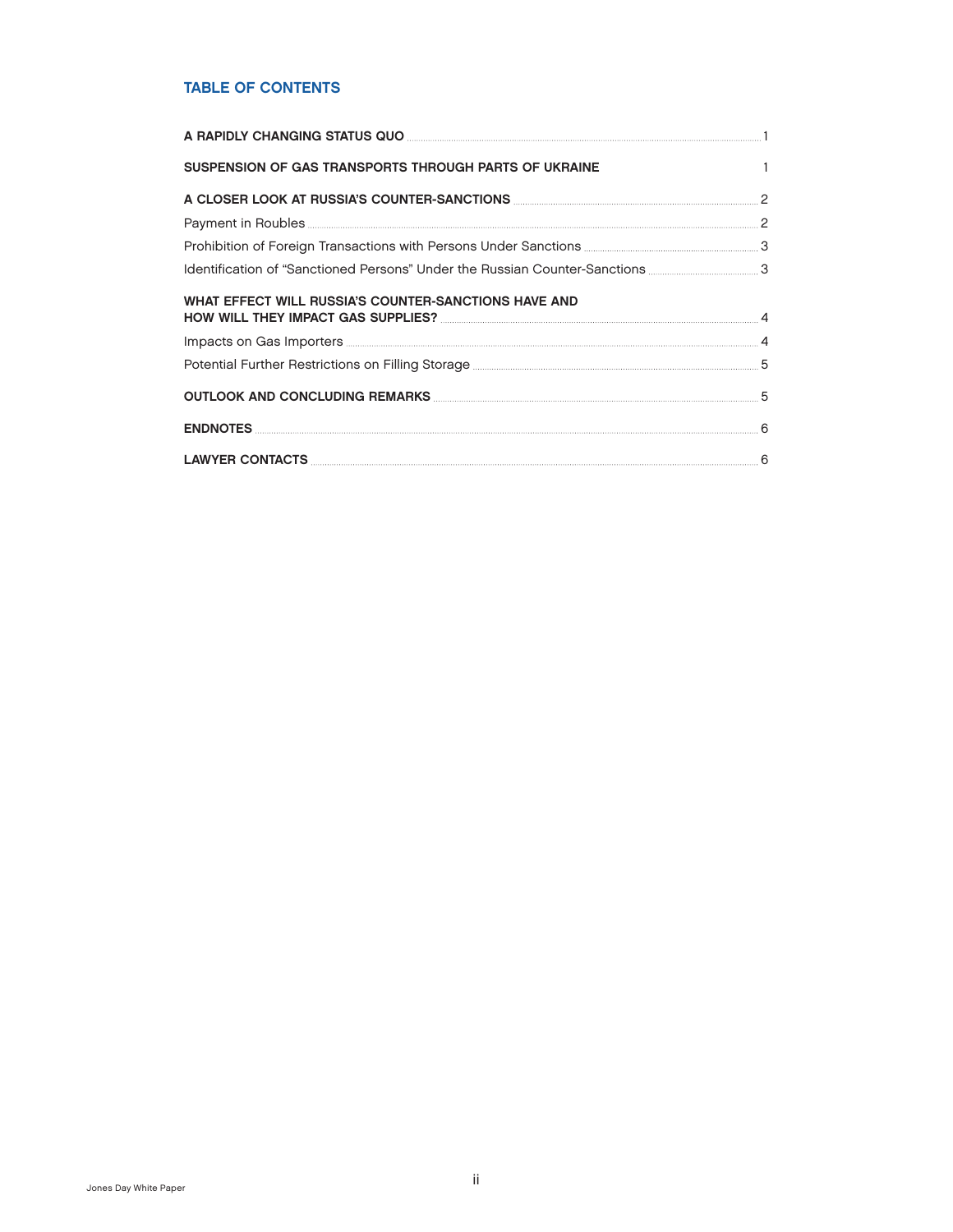## TABLE OF CONTENTS

**A RAPIDLY CHANGING STATUS QUO** ... 1

**SUSPENSION OF GAS TRANSPORTS THROUGH PARTS OF UKRAINE** ... 1

**A CLOSER LOOK AT RUSSIA'S COUNTER-SANCTIONS** ... 2

Payment in Roubles ... 2

Prohibition of Foreign Transactions with Persons Under Sanctions ... 3

Identification of "Sanctioned Persons" Under the Russian Counter-Sanctions ... 3

**WHAT EFFECT WILL RUSSIA'S COUNTER-SANCTIONS HAVE AND HOW WILL THEY IMPACT GAS SUPPLIES?** ... 4

Impacts on Gas Importers ... 4

Potential Further Restrictions on Filling Storage ... 5

**OUTLOOK AND CONCLUDING REMARKS** ... 5

**ENDNOTES** ... 6

**LAWYER CONTACTS** ... 6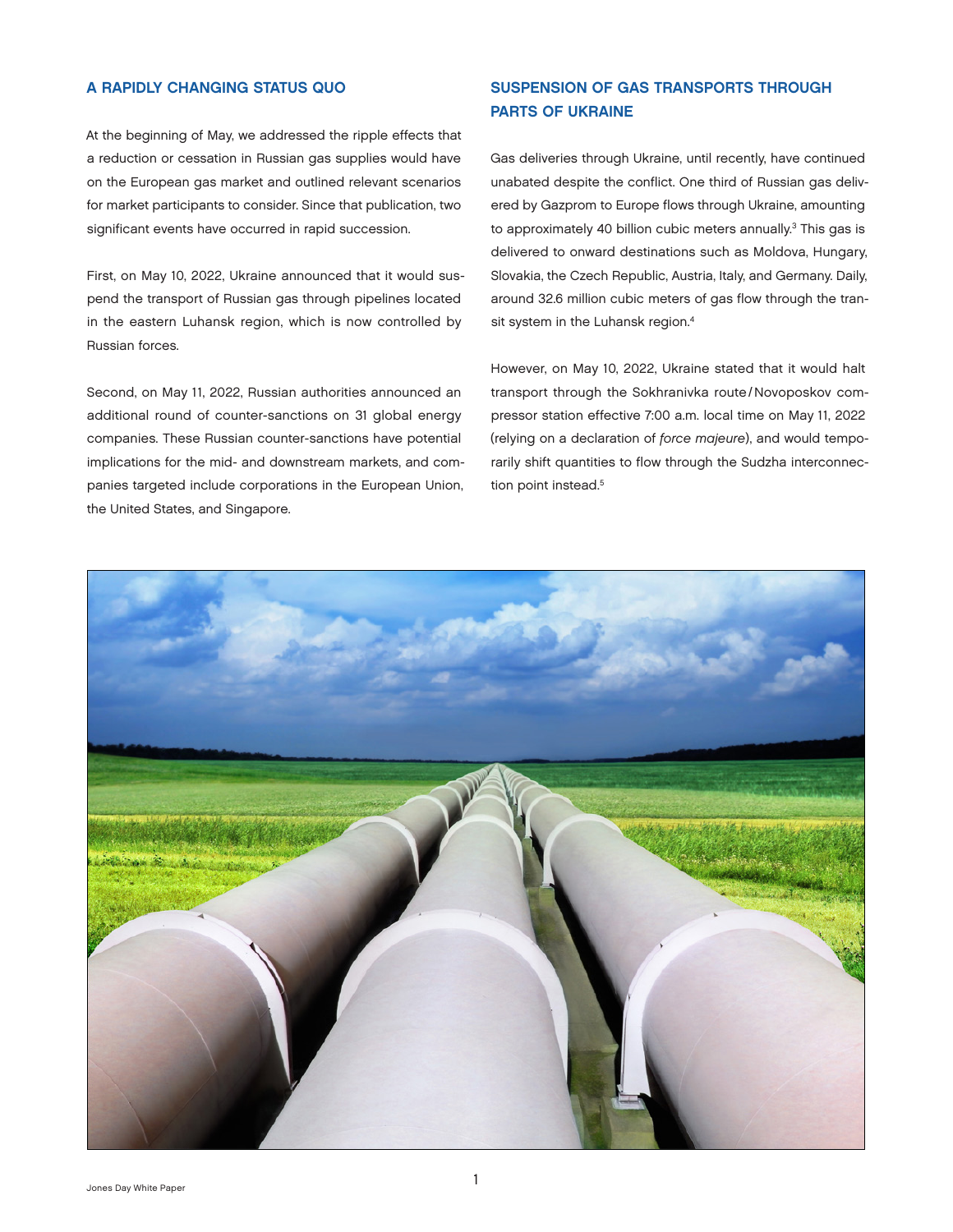## A RAPIDLY CHANGING STATUS QUO

At the beginning of May, we addressed the ripple effects that a reduction or cessation in Russian gas supplies would have on the European gas market and outlined relevant scenarios for market participants to consider. Since that publication, two significant events have occurred in rapid succession.

First, on May 10, 2022, Ukraine announced that it would suspend the transport of Russian gas through pipelines located in the eastern Luhansk region, which is now controlled by Russian forces.

Second, on May 11, 2022, Russian authorities announced an additional round of counter-sanctions on 31 global energy companies. These Russian counter-sanctions have potential implications for the mid- and downstream markets, and companies targeted include corporations in the European Union, the United States, and Singapore.

## SUSPENSION OF GAS TRANSPORTS THROUGH PARTS OF UKRAINE

Gas deliveries through Ukraine, until recently, have continued unabated despite the conflict. One third of Russian gas delivered by Gazprom to Europe flows through Ukraine, amounting to approximately 40 billion cubic meters annually.[3] This gas is delivered to onward destinations such as Moldova, Hungary, Slovakia, the Czech Republic, Austria, Italy, and Germany. Daily, around 32.6 million cubic meters of gas flow through the transit system in the Luhansk region.[4]

However, on May 10, 2022, Ukraine stated that it would halt transport through the Sokhranivka route/Novoposkov compressor station effective 7:00 a.m. local time on May 11, 2022 (relying on a declaration of *force majeure*), and would temporarily shift quantities to flow through the Sudzha interconnection point instead.[5]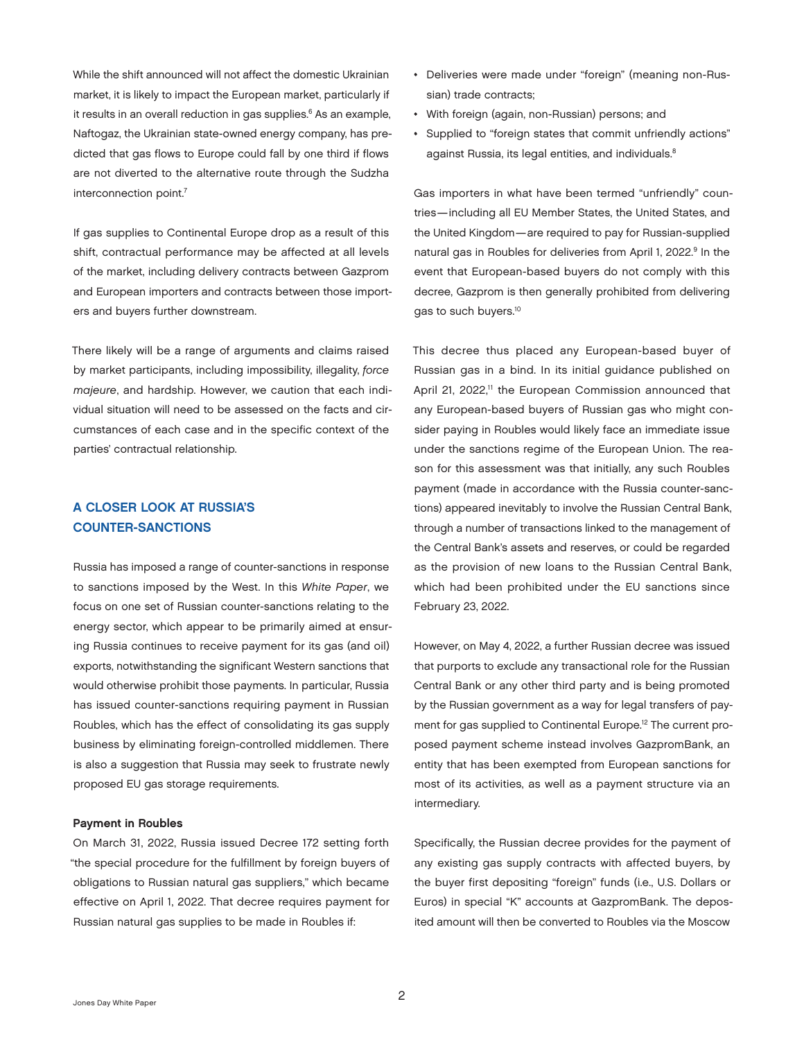While the shift announced will not affect the domestic Ukrainian market, it is likely to impact the European market, particularly if it results in an overall reduction in gas supplies.[6] As an example, Naftogaz, the Ukrainian state-owned energy company, has predicted that gas flows to Europe could fall by one third if flows are not diverted to the alternative route through the Sudzha interconnection point.[7]

If gas supplies to Continental Europe drop as a result of this shift, contractual performance may be affected at all levels of the market, including delivery contracts between Gazprom and European importers and contracts between those importers and buyers further downstream.

There likely will be a range of arguments and claims raised by market participants, including impossibility, illegality, *force majeure*, and hardship. However, we caution that each individual situation will need to be assessed on the facts and circumstances of each case and in the specific context of the parties' contractual relationship.

## A CLOSER LOOK AT RUSSIA'S COUNTER-SANCTIONS

Russia has imposed a range of counter-sanctions in response to sanctions imposed by the West. In this *White Paper*, we focus on one set of Russian counter-sanctions relating to the energy sector, which appear to be primarily aimed at ensuring Russia continues to receive payment for its gas (and oil) exports, notwithstanding the significant Western sanctions that would otherwise prohibit those payments. In particular, Russia has issued counter-sanctions requiring payment in Russian Roubles, which has the effect of consolidating its gas supply business by eliminating foreign-controlled middlemen. There is also a suggestion that Russia may seek to frustrate newly proposed EU gas storage requirements.

### Payment in Roubles

On March 31, 2022, Russia issued Decree 172 setting forth "the special procedure for the fulfillment by foreign buyers of obligations to Russian natural gas suppliers," which became effective on April 1, 2022. That decree requires payment for Russian natural gas supplies to be made in Roubles if:

- Deliveries were made under "foreign" (meaning non-Russian) trade contracts;
- With foreign (again, non-Russian) persons; and
- Supplied to "foreign states that commit unfriendly actions" against Russia, its legal entities, and individuals.[8]

Gas importers in what have been termed "unfriendly" countries—including all EU Member States, the United States, and the United Kingdom—are required to pay for Russian-supplied natural gas in Roubles for deliveries from April 1, 2022.[9] In the event that European-based buyers do not comply with this decree, Gazprom is then generally prohibited from delivering gas to such buyers.[10]

This decree thus placed any European-based buyer of Russian gas in a bind. In its initial guidance published on April 21, 2022,[11] the European Commission announced that any European-based buyers of Russian gas who might consider paying in Roubles would likely face an immediate issue under the sanctions regime of the European Union. The reason for this assessment was that initially, any such Roubles payment (made in accordance with the Russia counter-sanctions) appeared inevitably to involve the Russian Central Bank, through a number of transactions linked to the management of the Central Bank's assets and reserves, or could be regarded as the provision of new loans to the Russian Central Bank, which had been prohibited under the EU sanctions since February 23, 2022.

However, on May 4, 2022, a further Russian decree was issued that purports to exclude any transactional role for the Russian Central Bank or any other third party and is being promoted by the Russian government as a way for legal transfers of payment for gas supplied to Continental Europe.[12] The current proposed payment scheme instead involves GazpromBank, an entity that has been exempted from European sanctions for most of its activities, as well as a payment structure via an intermediary.

Specifically, the Russian decree provides for the payment of any existing gas supply contracts with affected buyers, by the buyer first depositing "foreign" funds (i.e., U.S. Dollars or Euros) in special "K" accounts at GazpromBank. The deposited amount will then be converted to Roubles via the Moscow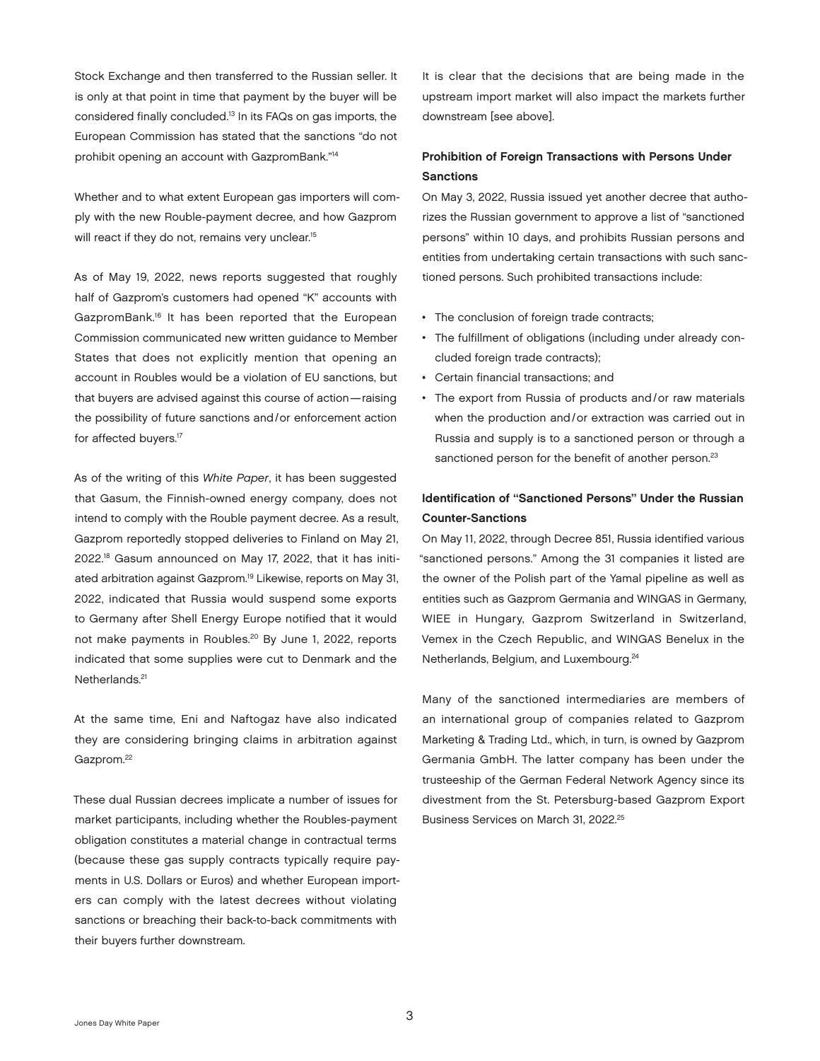Stock Exchange and then transferred to the Russian seller. It is only at that point in time that payment by the buyer will be considered finally concluded.[13] In its FAQs on gas imports, the European Commission has stated that the sanctions "do not prohibit opening an account with GazpromBank."[14]

Whether and to what extent European gas importers will comply with the new Rouble-payment decree, and how Gazprom will react if they do not, remains very unclear.[15]

As of May 19, 2022, news reports suggested that roughly half of Gazprom's customers had opened "K" accounts with GazpromBank.[16] It has been reported that the European Commission communicated new written guidance to Member States that does not explicitly mention that opening an account in Roubles would be a violation of EU sanctions, but that buyers are advised against this course of action—raising the possibility of future sanctions and/or enforcement action for affected buyers.[17]

As of the writing of this *White Paper*, it has been suggested that Gasum, the Finnish-owned energy company, does not intend to comply with the Rouble payment decree. As a result, Gazprom reportedly stopped deliveries to Finland on May 21, 2022.[18] Gasum announced on May 17, 2022, that it has initiated arbitration against Gazprom.[19] Likewise, reports on May 31, 2022, indicated that Russia would suspend some exports to Germany after Shell Energy Europe notified that it would not make payments in Roubles.[20] By June 1, 2022, reports indicated that some supplies were cut to Denmark and the Netherlands.[21]

At the same time, Eni and Naftogaz have also indicated they are considering bringing claims in arbitration against Gazprom.[22]

These dual Russian decrees implicate a number of issues for market participants, including whether the Roubles-payment obligation constitutes a material change in contractual terms (because these gas supply contracts typically require payments in U.S. Dollars or Euros) and whether European importers can comply with the latest decrees without violating sanctions or breaching their back-to-back commitments with their buyers further downstream.

It is clear that the decisions that are being made in the upstream import market will also impact the markets further downstream [see above].

### Prohibition of Foreign Transactions with Persons Under Sanctions

On May 3, 2022, Russia issued yet another decree that authorizes the Russian government to approve a list of "sanctioned persons" within 10 days, and prohibits Russian persons and entities from undertaking certain transactions with such sanctioned persons. Such prohibited transactions include:

- The conclusion of foreign trade contracts;
- The fulfillment of obligations (including under already concluded foreign trade contracts);
- Certain financial transactions; and
- The export from Russia of products and/or raw materials when the production and/or extraction was carried out in Russia and supply is to a sanctioned person or through a sanctioned person for the benefit of another person.[23]

### Identification of "Sanctioned Persons" Under the Russian Counter-Sanctions

On May 11, 2022, through Decree 851, Russia identified various "sanctioned persons." Among the 31 companies it listed are the owner of the Polish part of the Yamal pipeline as well as entities such as Gazprom Germania and WINGAS in Germany, WIEE in Hungary, Gazprom Switzerland in Switzerland, Vemex in the Czech Republic, and WINGAS Benelux in the Netherlands, Belgium, and Luxembourg.[24]

Many of the sanctioned intermediaries are members of an international group of companies related to Gazprom Marketing & Trading Ltd., which, in turn, is owned by Gazprom Germania GmbH. The latter company has been under the trusteeship of the German Federal Network Agency since its divestment from the St. Petersburg-based Gazprom Export Business Services on March 31, 2022.[25]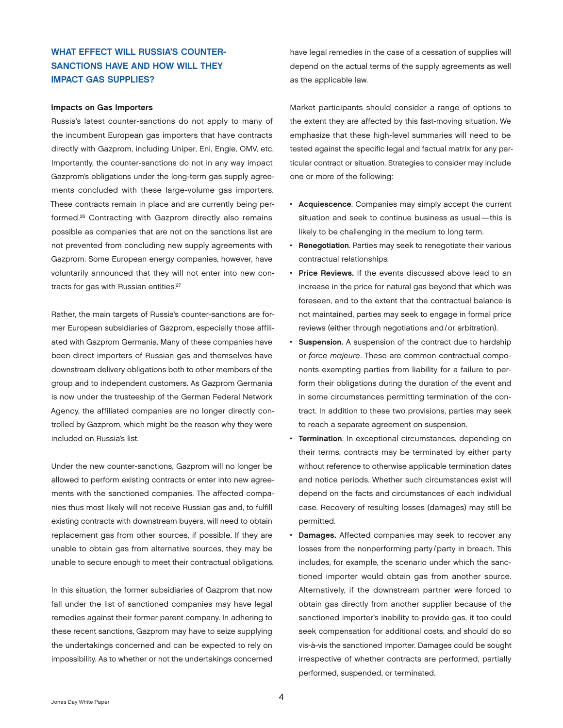## WHAT EFFECT WILL RUSSIA'S COUNTER-SANCTIONS HAVE AND HOW WILL THEY IMPACT GAS SUPPLIES?

**Impacts on Gas Importers**

Russia's latest counter-sanctions do not apply to many of the incumbent European gas importers that have contracts directly with Gazprom, including Uniper, Eni, Engie, OMV, etc. Importantly, the counter-sanctions do not in any way impact Gazprom's obligations under the long-term gas supply agreements concluded with these large-volume gas importers. These contracts remain in place and are currently being performed.[26] Contracting with Gazprom directly also remains possible as companies that are not on the sanctions list are not prevented from concluding new supply agreements with Gazprom. Some European energy companies, however, have voluntarily announced that they will not enter into new contracts for gas with Russian entities.[27]

Rather, the main targets of Russia's counter-sanctions are former European subsidiaries of Gazprom, especially those affiliated with Gazprom Germania. Many of these companies have been direct importers of Russian gas and themselves have downstream delivery obligations both to other members of the group and to independent customers. As Gazprom Germania is now under the trusteeship of the German Federal Network Agency, the affiliated companies are no longer directly controlled by Gazprom, which might be the reason why they were included on Russia's list.

Under the new counter-sanctions, Gazprom will no longer be allowed to perform existing contracts or enter into new agreements with the sanctioned companies. The affected companies thus most likely will not receive Russian gas and, to fulfill existing contracts with downstream buyers, will need to obtain replacement gas from other sources, if possible. If they are unable to obtain gas from alternative sources, they may be unable to secure enough to meet their contractual obligations.

In this situation, the former subsidiaries of Gazprom that now fall under the list of sanctioned companies may have legal remedies against their former parent company. In adhering to these recent sanctions, Gazprom may have to seize supplying the undertakings concerned and can be expected to rely on impossibility. As to whether or not the undertakings concerned have legal remedies in the case of a cessation of supplies will depend on the actual terms of the supply agreements as well as the applicable law.

Market participants should consider a range of options to the extent they are affected by this fast-moving situation. We emphasize that these high-level summaries will need to be tested against the specific legal and factual matrix for any particular contract or situation. Strategies to consider may include one or more of the following:

- **Acquiescence**. Companies may simply accept the current situation and seek to continue business as usual—this is likely to be challenging in the medium to long term.
- **Renegotiation**. Parties may seek to renegotiate their various contractual relationships.
- **Price Reviews.** If the events discussed above lead to an increase in the price for natural gas beyond that which was foreseen, and to the extent that the contractual balance is not maintained, parties may seek to engage in formal price reviews (either through negotiations and/or arbitration).
- **Suspension.** A suspension of the contract due to hardship or *force majeure*. These are common contractual components exempting parties from liability for a failure to perform their obligations during the duration of the event and in some circumstances permitting termination of the contract. In addition to these two provisions, parties may seek to reach a separate agreement on suspension.
- **Termination**. In exceptional circumstances, depending on their terms, contracts may be terminated by either party without reference to otherwise applicable termination dates and notice periods. Whether such circumstances exist will depend on the facts and circumstances of each individual case. Recovery of resulting losses (damages) may still be permitted.
- **Damages.** Affected companies may seek to recover any losses from the nonperforming party/party in breach. This includes, for example, the scenario under which the sanctioned importer would obtain gas from another source. Alternatively, if the downstream partner were forced to obtain gas directly from another supplier because of the sanctioned importer's inability to provide gas, it too could seek compensation for additional costs, and should do so vis-à-vis the sanctioned importer. Damages could be sought irrespective of whether contracts are performed, partially performed, suspended, or terminated.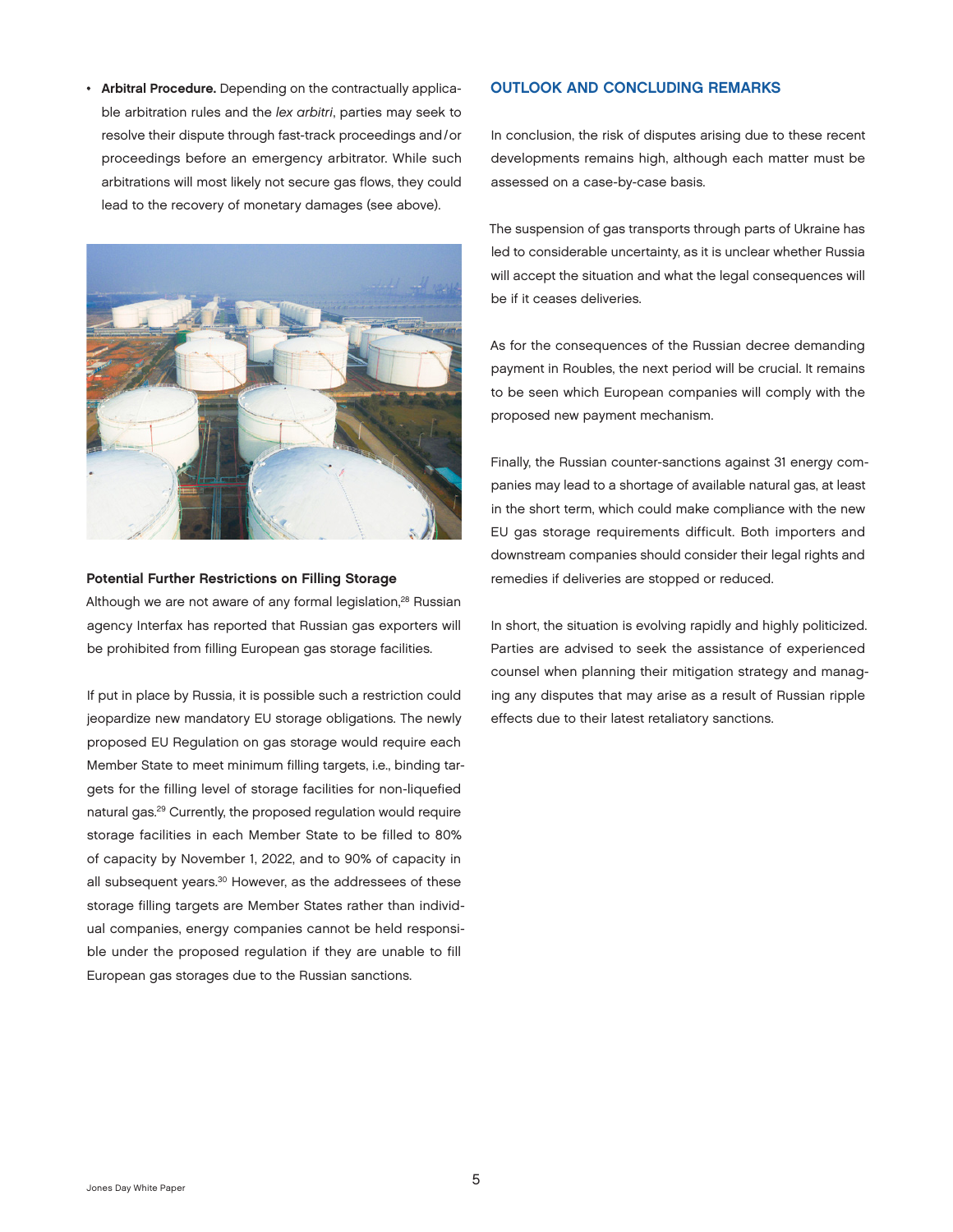- **Arbitral Procedure.** Depending on the contractually applicable arbitration rules and the *lex arbitri*, parties may seek to resolve their dispute through fast-track proceedings and/or proceedings before an emergency arbitrator. While such arbitrations will most likely not secure gas flows, they could lead to the recovery of monetary damages (see above).

### Potential Further Restrictions on Filling Storage

Although we are not aware of any formal legislation,[28] Russian agency Interfax has reported that Russian gas exporters will be prohibited from filling European gas storage facilities.

If put in place by Russia, it is possible such a restriction could jeopardize new mandatory EU storage obligations. The newly proposed EU Regulation on gas storage would require each Member State to meet minimum filling targets, i.e., binding targets for the filling level of storage facilities for non-liquefied natural gas.[29] Currently, the proposed regulation would require storage facilities in each Member State to be filled to 80% of capacity by November 1, 2022, and to 90% of capacity in all subsequent years.[30] However, as the addressees of these storage filling targets are Member States rather than individual companies, energy companies cannot be held responsible under the proposed regulation if they are unable to fill European gas storages due to the Russian sanctions.

## OUTLOOK AND CONCLUDING REMARKS

In conclusion, the risk of disputes arising due to these recent developments remains high, although each matter must be assessed on a case-by-case basis.

The suspension of gas transports through parts of Ukraine has led to considerable uncertainty, as it is unclear whether Russia will accept the situation and what the legal consequences will be if it ceases deliveries.

As for the consequences of the Russian decree demanding payment in Roubles, the next period will be crucial. It remains to be seen which European companies will comply with the proposed new payment mechanism.

Finally, the Russian counter-sanctions against 31 energy companies may lead to a shortage of available natural gas, at least in the short term, which could make compliance with the new EU gas storage requirements difficult. Both importers and downstream companies should consider their legal rights and remedies if deliveries are stopped or reduced.

In short, the situation is evolving rapidly and highly politicized. Parties are advised to seek the assistance of experienced counsel when planning their mitigation strategy and managing any disputes that may arise as a result of Russian ripple effects due to their latest retaliatory sanctions.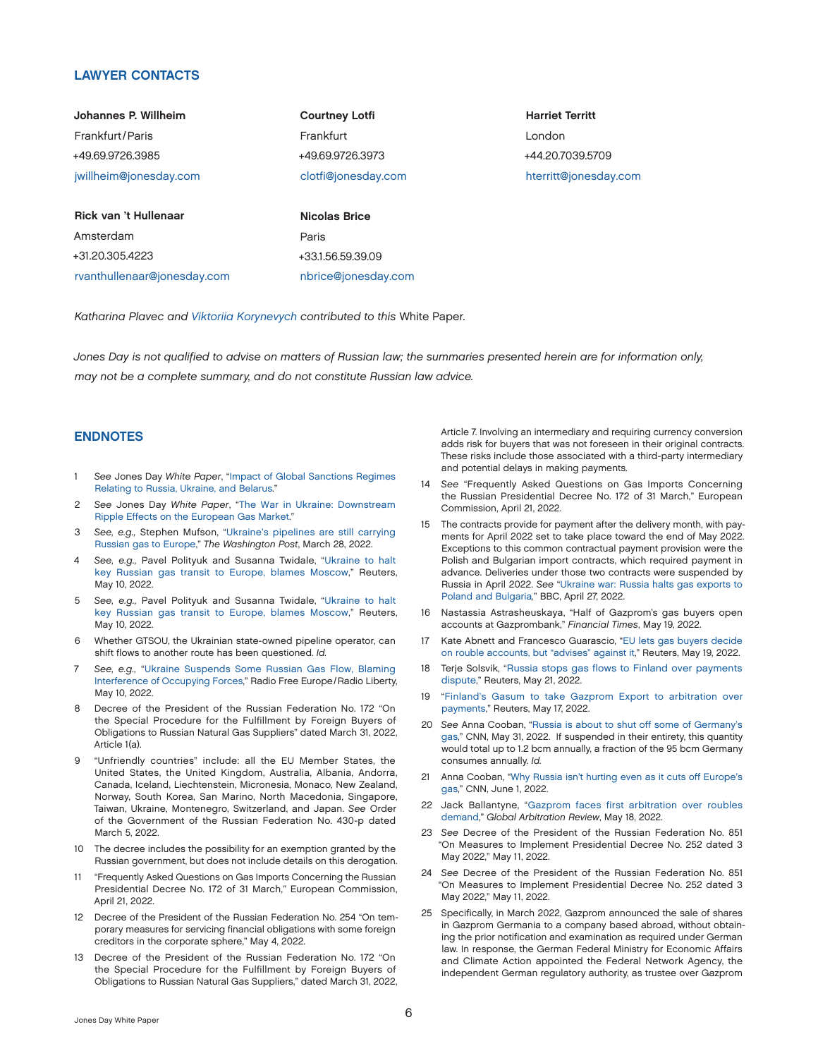## LAWYER CONTACTS

**Johannes P. Willheim**
Frankfurt/Paris
+49.69.9726.3985
jwillheim@jonesday.com

**Courtney Lotfi**
Frankfurt
+49.69.9726.3973
clotfi@jonesday.com

**Harriet Territt**
London
+44.20.7039.5709
hterritt@jonesday.com

**Rick van 't Hullenaar**
Amsterdam
+31.20.305.4223
rvanthullenaar@jonesday.com

**Nicolas Brice**
Paris
+33.1.56.59.39.09
nbrice@jonesday.com

*Katharina Plavec and Viktoriia Korynevych contributed to this* White Paper.

*Jones Day is not qualified to advise on matters of Russian law; the summaries presented herein are for information only, may not be a complete summary, and do not constitute Russian law advice.*

## ENDNOTES

1. *See* Jones Day *White Paper*, "Impact of Global Sanctions Regimes Relating to Russia, Ukraine, and Belarus."
2. *See* Jones Day *White Paper*, "The War in Ukraine: Downstream Ripple Effects on the European Gas Market."
3. *See, e.g.,* Stephen Mufson, "Ukraine's pipelines are still carrying Russian gas to Europe," *The Washington Post*, March 28, 2022.
4. *See, e.g.,* Pavel Polityuk and Susanna Twidale, "Ukraine to halt key Russian gas transit to Europe, blames Moscow," Reuters, May 10, 2022.
5. *See, e.g.,* Pavel Polityuk and Susanna Twidale, "Ukraine to halt key Russian gas transit to Europe, blames Moscow," Reuters, May 10, 2022.
6. Whether GTSOU, the Ukrainian state-owned pipeline operator, can shift flows to another route has been questioned. *Id.*
7. *See, e.g.,* "Ukraine Suspends Some Russian Gas Flow, Blaming Interference of Occupying Forces," Radio Free Europe/Radio Liberty, May 10, 2022.
8. Decree of the President of the Russian Federation No. 172 "On the Special Procedure for the Fulfillment by Foreign Buyers of Obligations to Russian Natural Gas Suppliers" dated March 31, 2022, Article 1(a).
9. "Unfriendly countries" include: all the EU Member States, the United States, the United Kingdom, Australia, Albania, Andorra, Canada, Iceland, Liechtenstein, Micronesia, Monaco, New Zealand, Norway, South Korea, San Marino, North Macedonia, Singapore, Taiwan, Ukraine, Montenegro, Switzerland, and Japan. *See* Order of the Government of the Russian Federation No. 430-p dated March 5, 2022.
10. The decree includes the possibility for an exemption granted by the Russian government, but does not include details on this derogation.
11. "Frequently Asked Questions on Gas Imports Concerning the Russian Presidential Decree No. 172 of 31 March," European Commission, April 21, 2022.
12. Decree of the President of the Russian Federation No. 254 "On temporary measures for servicing financial obligations with some foreign creditors in the corporate sphere," May 4, 2022.
13. Decree of the President of the Russian Federation No. 172 "On the Special Procedure for the Fulfillment by Foreign Buyers of Obligations to Russian Natural Gas Suppliers," dated March 31, 2022, Article 7. Involving an intermediary and requiring currency conversion adds risk for buyers that was not foreseen in their original contracts. These risks include those associated with a third-party intermediary and potential delays in making payments.
14. *See* "Frequently Asked Questions on Gas Imports Concerning the Russian Presidential Decree No. 172 of 31 March," European Commission, April 21, 2022.
15. The contracts provide for payment after the delivery month, with payments for April 2022 set to take place toward the end of May 2022. Exceptions to this common contractual payment provision were the Polish and Bulgarian import contracts, which required payment in advance. Deliveries under those two contracts were suspended by Russia in April 2022. *See* "Ukraine war: Russia halts gas exports to Poland and Bulgaria," BBC, April 27, 2022.
16. Nastassia Astrasheuskaya, "Half of Gazprom's gas buyers open accounts at Gazprombank," *Financial Times*, May 19, 2022.
17. Kate Abnett and Francesco Guarascio, "EU lets gas buyers decide on rouble accounts, but "advises" against it," Reuters, May 19, 2022.
18. Terje Solsvik, "Russia stops gas flows to Finland over payments dispute," Reuters, May 21, 2022.
19. "Finland's Gasum to take Gazprom Export to arbitration over payments," Reuters, May 17, 2022.
20. *See* Anna Cooban, "Russia is about to shut off some of Germany's gas," CNN, May 31, 2022. If suspended in their entirety, this quantity would total up to 1.2 bcm annually, a fraction of the 95 bcm Germany consumes annually. *Id.*
21. Anna Cooban, "Why Russia isn't hurting even as it cuts off Europe's gas," CNN, June 1, 2022.
22. Jack Ballantyne, "Gazprom faces first arbitration over roubles demand," *Global Arbitration Review*, May 18, 2022.
23. *See* Decree of the President of the Russian Federation No. 851 "On Measures to Implement Presidential Decree No. 252 dated 3 May 2022," May 11, 2022.
24. *See* Decree of the President of the Russian Federation No. 851 "On Measures to Implement Presidential Decree No. 252 dated 3 May 2022," May 11, 2022.
25. Specifically, in March 2022, Gazprom announced the sale of shares in Gazprom Germania to a company based abroad, without obtaining the prior notification and examination as required under German law. In response, the German Federal Ministry for Economic Affairs and Climate Action appointed the Federal Network Agency, the independent German regulatory authority, as trustee over Gazprom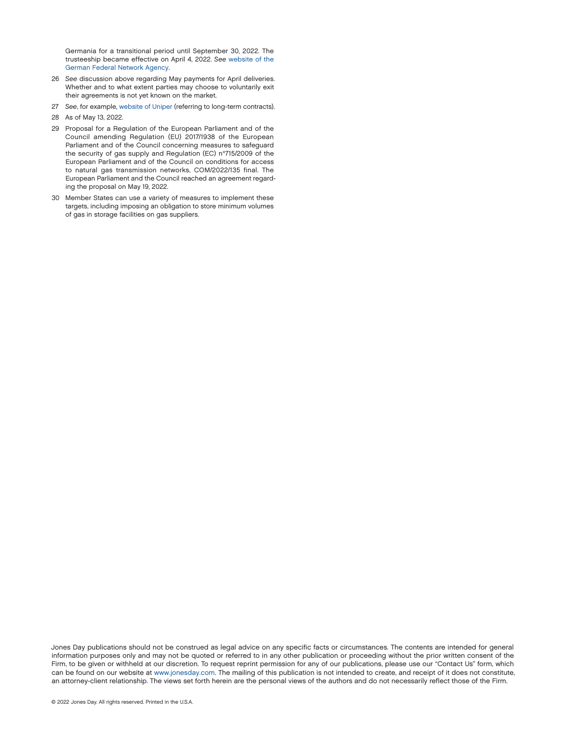Germania for a transitional period until September 30, 2022. The trusteeship became effective on April 4, 2022. *See* website of the German Federal Network Agency.

26 *See* discussion above regarding May payments for April deliveries. Whether and to what extent parties may choose to voluntarily exit their agreements is not yet known on the market.

27 *See*, for example, website of Uniper (referring to long-term contracts).

28 As of May 13, 2022.

29 Proposal for a Regulation of the European Parliament and of the Council amending Regulation (EU) 2017/1938 of the European Parliament and of the Council concerning measures to safeguard the security of gas supply and Regulation (EC) n°715/2009 of the European Parliament and of the Council on conditions for access to natural gas transmission networks, COM/2022/135 final. The European Parliament and the Council reached an agreement regarding the proposal on May 19, 2022.

30 Member States can use a variety of measures to implement these targets, including imposing an obligation to store minimum volumes of gas in storage facilities on gas suppliers.

Jones Day publications should not be construed as legal advice on any specific facts or circumstances. The contents are intended for general information purposes only and may not be quoted or referred to in any other publication or proceeding without the prior written consent of the Firm, to be given or withheld at our discretion. To request reprint permission for any of our publications, please use our "Contact Us" form, which can be found on our website at www.jonesday.com. The mailing of this publication is not intended to create, and receipt of it does not constitute, an attorney-client relationship. The views set forth herein are the personal views of the authors and do not necessarily reflect those of the Firm.

© 2022 Jones Day. All rights reserved. Printed in the U.S.A.